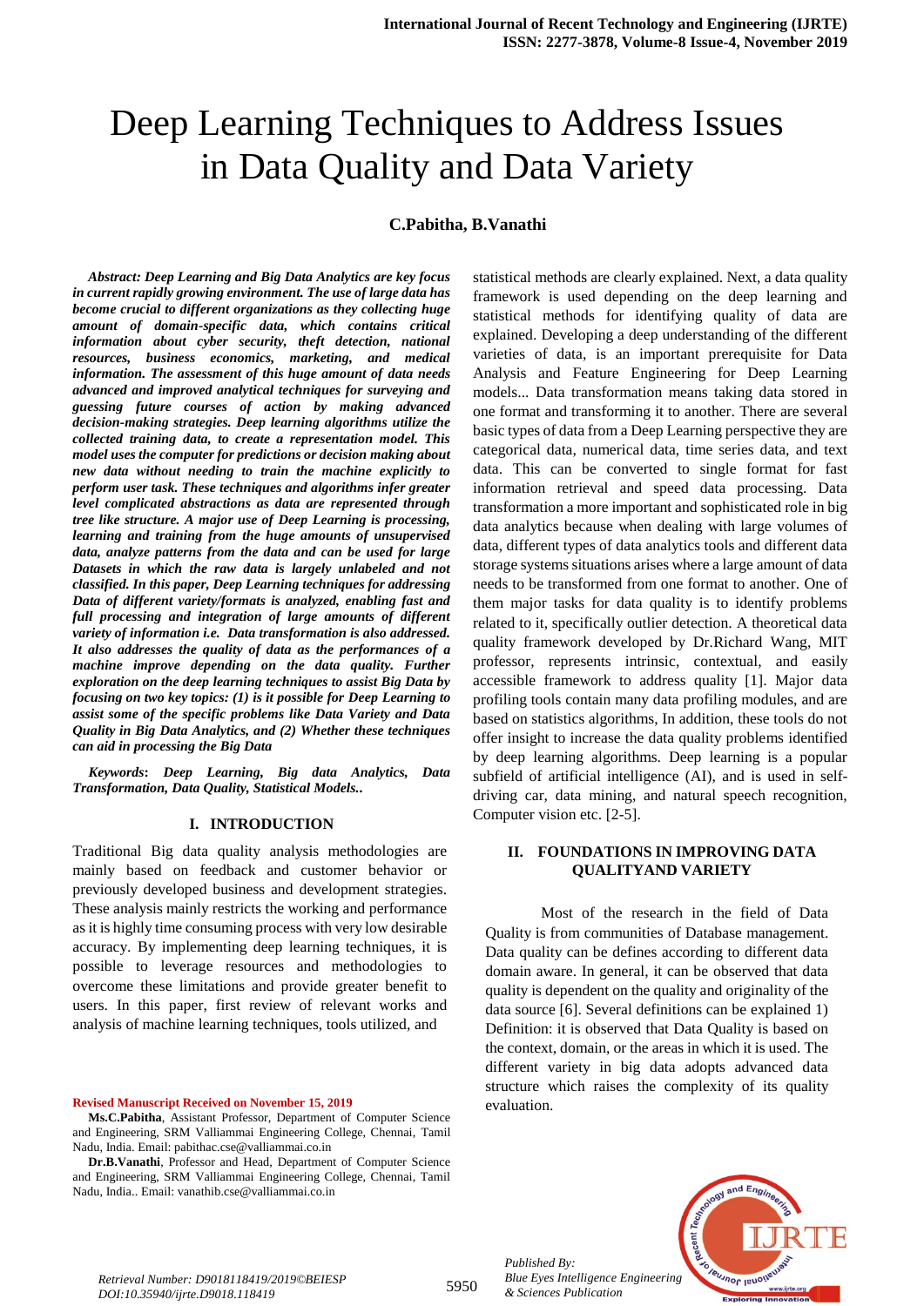# Deep Learning Techniques to Address Issues in Data Quality and Data Variety

**C.Pabitha, B.Vanathi**

***Abstract: Deep Learning and Big Data Analytics are key focus in current rapidly growing environment. The use of large data has become crucial to different organizations as they collecting huge amount of domain-specific data, which contains critical information about cyber security, theft detection, national resources, business economics, marketing, and medical information. The assessment of this huge amount of data needs advanced and improved analytical techniques for surveying and guessing future courses of action by making advanced decision-making strategies. Deep learning algorithms utilize the collected training data, to create a representation model. This model uses the computer for predictions or decision making about new data without needing to train the machine explicitly to perform user task. These techniques and algorithms infer greater level complicated abstractions as data are represented through tree like structure. A major use of Deep Learning is processing, learning and training from the huge amounts of unsupervised data, analyze patterns from the data and can be used for large Datasets in which the raw data is largely unlabeled and not classified. In this paper, Deep Learning techniques for addressing Data of different variety/formats is analyzed, enabling fast and full processing and integration of large amounts of different variety of information i.e. Data transformation is also addressed. It also addresses the quality of data as the performances of a machine improve depending on the data quality. Further exploration on the deep learning techniques to assist Big Data by focusing on two key topics: (1) is it possible for Deep Learning to assist some of the specific problems like Data Variety and Data Quality in Big Data Analytics, and (2) Whether these techniques can aid in processing the Big Data***

***Keywords*: *Deep Learning, Big data Analytics, Data Transformation, Data Quality, Statistical Models..***

## I. INTRODUCTION

Traditional Big data quality analysis methodologies are mainly based on feedback and customer behavior or previously developed business and development strategies. These analysis mainly restricts the working and performance as it is highly time consuming process with very low desirable accuracy. By implementing deep learning techniques, it is possible to leverage resources and methodologies to overcome these limitations and provide greater benefit to users. In this paper, first review of relevant works and analysis of machine learning techniques, tools utilized, and statistical methods are clearly explained. Next, a data quality framework is used depending on the deep learning and statistical methods for identifying quality of data are explained. Developing a deep understanding of the different varieties of data, is an important prerequisite for Data Analysis and Feature Engineering for Deep Learning models... Data transformation means taking data stored in one format and transforming it to another. There are several basic types of data from a Deep Learning perspective they are categorical data, numerical data, time series data, and text data. This can be converted to single format for fast information retrieval and speed data processing. Data transformation a more important and sophisticated role in big data analytics because when dealing with large volumes of data, different types of data analytics tools and different data storage systems situations arises where a large amount of data needs to be transformed from one format to another. One of them major tasks for data quality is to identify problems related to it, specifically outlier detection. A theoretical data quality framework developed by Dr.Richard Wang, MIT professor, represents intrinsic, contextual, and easily accessible framework to address quality [1]. Major data profiling tools contain many data profiling modules, and are based on statistics algorithms, In addition, these tools do not offer insight to increase the data quality problems identified by deep learning algorithms. Deep learning is a popular subfield of artificial intelligence (AI), and is used in self-driving car, data mining, and natural speech recognition, Computer vision etc. [2-5].

## II. FOUNDATIONS IN IMPROVING DATA QUALITYAND VARIETY

Most of the research in the field of Data Quality is from communities of Database management. Data quality can be defines according to different data domain aware. In general, it can be observed that data quality is dependent on the quality and originality of the data source [6]. Several definitions can be explained 1) Definition: it is observed that Data Quality is based on the context, domain, or the areas in which it is used. The different variety in big data adopts advanced data structure which raises the complexity of its quality evaluation.

**Revised Manuscript Received on November 15, 2019**

**Ms.C.Pabitha**, Assistant Professor, Department of Computer Science and Engineering, SRM Valliammai Engineering College, Chennai, Tamil Nadu, India. Email: pabithac.cse@valliammai.co.in

**Dr.B.Vanathi**, Professor and Head, Department of Computer Science and Engineering, SRM Valliammai Engineering College, Chennai, Tamil Nadu, India.. Email: vanathib.cse@valliammai.co.in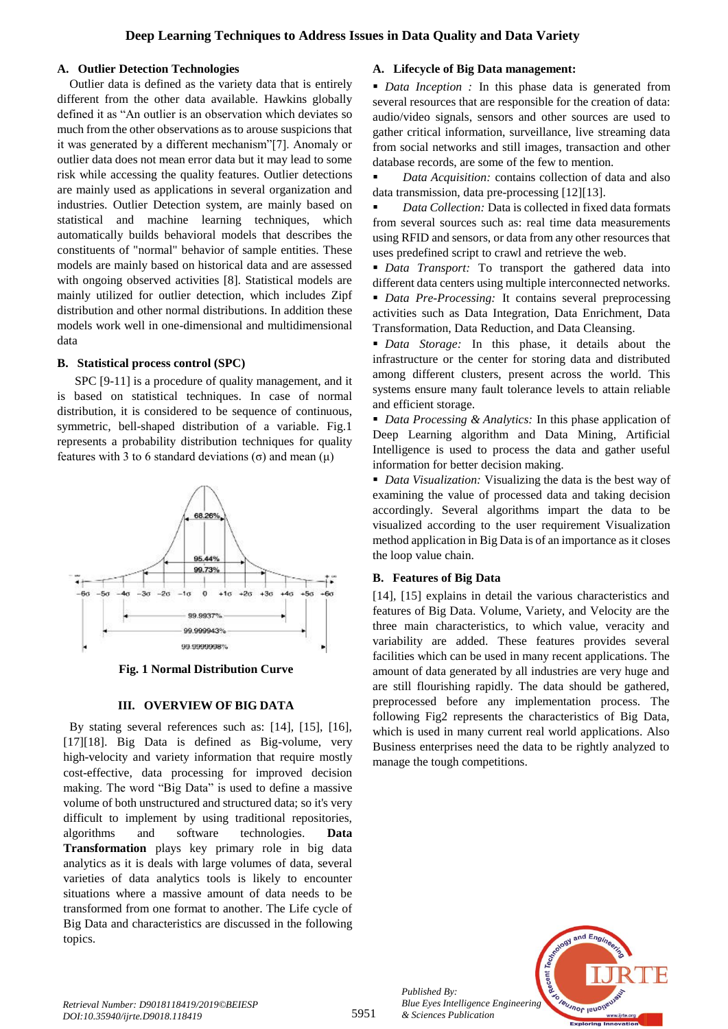### A. Outlier Detection Technologies

Outlier data is defined as the variety data that is entirely different from the other data available. Hawkins globally defined it as "An outlier is an observation which deviates so much from the other observations as to arouse suspicions that it was generated by a different mechanism"[7]. Anomaly or outlier data does not mean error data but it may lead to some risk while accessing the quality features. Outlier detections are mainly used as applications in several organization and industries. Outlier Detection system, are mainly based on statistical and machine learning techniques, which automatically builds behavioral models that describes the constituents of "normal" behavior of sample entities. These models are mainly based on historical data and are assessed with ongoing observed activities [8]. Statistical models are mainly utilized for outlier detection, which includes Zipf distribution and other normal distributions. In addition these models work well in one-dimensional and multidimensional data

### B. Statistical process control (SPC)

SPC [9-11] is a procedure of quality management, and it is based on statistical techniques. In case of normal distribution, it is considered to be sequence of continuous, symmetric, bell-shaped distribution of a variable. Fig.1 represents a probability distribution techniques for quality features with 3 to 6 standard deviations (σ) and mean (μ)

**Fig. 1 Normal Distribution Curve**

## III. OVERVIEW OF BIG DATA

By stating several references such as: [14], [15], [16], [17][18]. Big Data is defined as Big-volume, very high-velocity and variety information that require mostly cost-effective, data processing for improved decision making. The word "Big Data" is used to define a massive volume of both unstructured and structured data; so it's very difficult to implement by using traditional repositories, algorithms and software technologies. **Data Transformation** plays key primary role in big data analytics as it is deals with large volumes of data, several varieties of data analytics tools is likely to encounter situations where a massive amount of data needs to be transformed from one format to another. The Life cycle of Big Data and characteristics are discussed in the following topics.

### A. Lifecycle of Big Data management:

- *Data Inception :* In this phase data is generated from several resources that are responsible for the creation of data: audio/video signals, sensors and other sources are used to gather critical information, surveillance, live streaming data from social networks and still images, transaction and other database records, are some of the few to mention.
- *Data Acquisition:* contains collection of data and also data transmission, data pre-processing [12][13].
- *Data Collection:* Data is collected in fixed data formats from several sources such as: real time data measurements using RFID and sensors, or data from any other resources that uses predefined script to crawl and retrieve the web.
- *Data Transport:* To transport the gathered data into different data centers using multiple interconnected networks.
- *Data Pre-Processing:* It contains several preprocessing activities such as Data Integration, Data Enrichment, Data Transformation, Data Reduction, and Data Cleansing.
- *Data Storage:* In this phase, it details about the infrastructure or the center for storing data and distributed among different clusters, present across the world. This systems ensure many fault tolerance levels to attain reliable and efficient storage.
- *Data Processing & Analytics:* In this phase application of Deep Learning algorithm and Data Mining, Artificial Intelligence is used to process the data and gather useful information for better decision making.
- *Data Visualization:* Visualizing the data is the best way of examining the value of processed data and taking decision accordingly. Several algorithms impart the data to be visualized according to the user requirement Visualization method application in Big Data is of an importance as it closes the loop value chain.

### B. Features of Big Data

[14], [15] explains in detail the various characteristics and features of Big Data. Volume, Variety, and Velocity are the three main characteristics, to which value, veracity and variability are added. These features provides several facilities which can be used in many recent applications. The amount of data generated by all industries are very huge and are still flourishing rapidly. The data should be gathered, preprocessed before any implementation process. The following Fig2 represents the characteristics of Big Data, which is used in many current real world applications. Also Business enterprises need the data to be rightly analyzed to manage the tough competitions.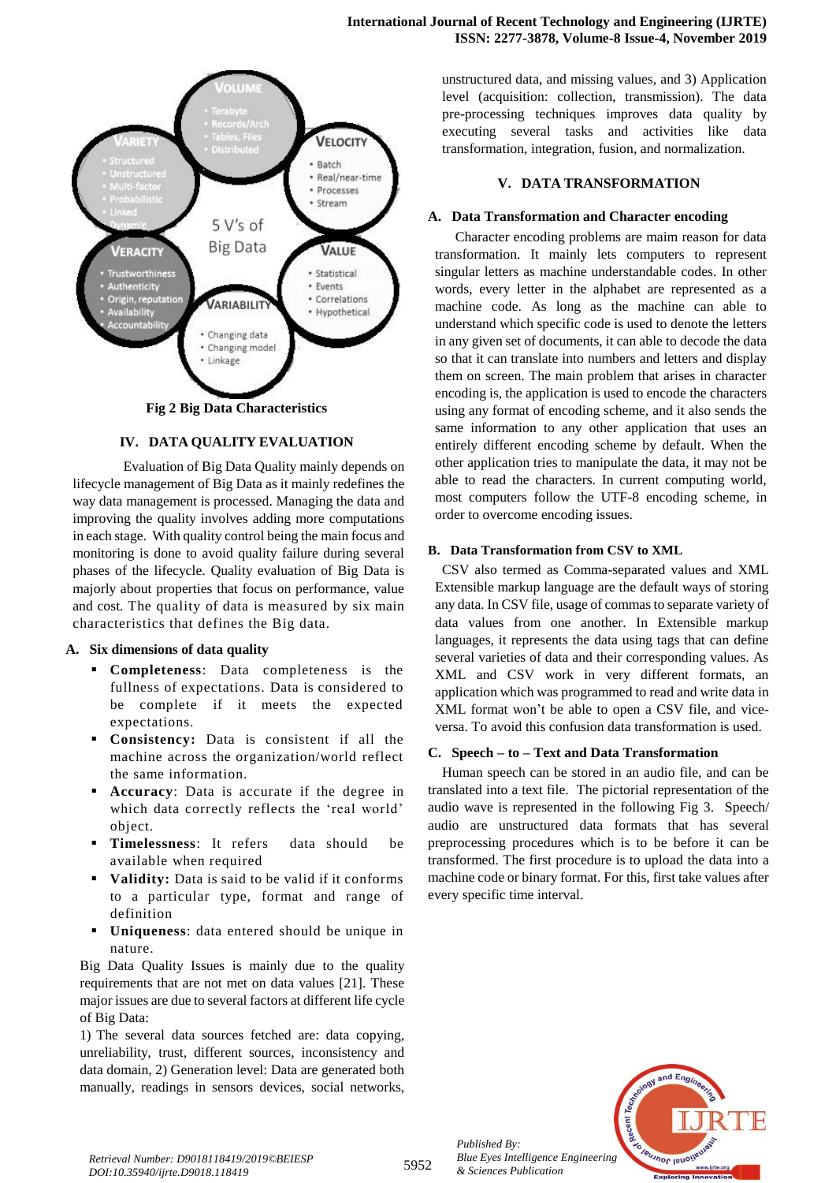Fig 2 Big Data Characteristics

## IV. DATA QUALITY EVALUATION

Evaluation of Big Data Quality mainly depends on lifecycle management of Big Data as it mainly redefines the way data management is processed. Managing the data and improving the quality involves adding more computations in each stage. With quality control being the main focus and monitoring is done to avoid quality failure during several phases of the lifecycle. Quality evaluation of Big Data is majorly about properties that focus on performance, value and cost. The quality of data is measured by six main characteristics that defines the Big data.

### A. Six dimensions of data quality

- **Completeness**: Data completeness is the fullness of expectations. Data is considered to be complete if it meets the expected expectations.
- **Consistency:** Data is consistent if all the machine across the organization/world reflect the same information.
- **Accuracy**: Data is accurate if the degree in which data correctly reflects the 'real world' object.
- **Timelessness**: It refers data should be available when required
- **Validity:** Data is said to be valid if it conforms to a particular type, format and range of definition
- **Uniqueness**: data entered should be unique in nature.

Big Data Quality Issues is mainly due to the quality requirements that are not met on data values [21]. These major issues are due to several factors at different life cycle of Big Data:

1) The several data sources fetched are: data copying, unreliability, trust, different sources, inconsistency and data domain, 2) Generation level: Data are generated both manually, readings in sensors devices, social networks, unstructured data, and missing values, and 3) Application level (acquisition: collection, transmission). The data quality pre-processing techniques improves data quality by executing several tasks and activities like data transformation, integration, fusion, and normalization.

## V. DATA TRANSFORMATION

### A. Data Transformation and Character encoding

Character encoding problems are maim reason for data transformation. It mainly lets computers to represent singular letters as machine understandable codes. In other words, every letter in the alphabet are represented as a machine code. As long as the machine can able to understand which specific code is used to denote the letters in any given set of documents, it can able to decode the data so that it can translate into numbers and letters and display them on screen. The main problem that arises in character encoding is, the application is used to encode the characters using any format of encoding scheme, and it also sends the same information to any other application that uses an entirely different encoding scheme by default. When the other application tries to manipulate the data, it may not be able to read the characters. In current computing world, most computers follow the UTF-8 encoding scheme, in order to overcome encoding issues.

### B. Data Transformation from CSV to XML

CSV also termed as Comma-separated values and XML Extensible markup language are the default ways of storing any data. In CSV file, usage of commas to separate variety of data values from one another. In Extensible markup languages, it represents the data using tags that can define several varieties of data and their corresponding values. As XML and CSV work in very different formats, an application which was programmed to read and write data in XML format won't be able to open a CSV file, and vice-versa. To avoid this confusion data transformation is used.

### C. Speech – to – Text and Data Transformation

Human speech can be stored in an audio file, and can be translated into a text file. The pictorial representation of the audio wave is represented in the following Fig 3. Speech/ audio are unstructured data formats that has several preprocessing procedures which is to be before it can be transformed. The first procedure is to upload the data into a machine code or binary format. For this, first take values after every specific time interval.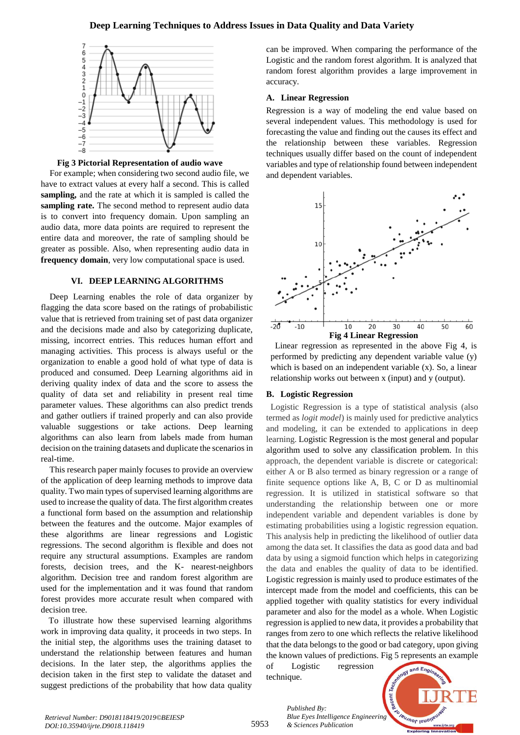Fig 3 Pictorial Representation of audio wave

For example; when considering two second audio file, we have to extract values at every half a second. This is called **sampling,** and the rate at which it is sampled is called the **sampling rate.** The second method to represent audio data is to convert into frequency domain. Upon sampling an audio data, more data points are required to represent the entire data and moreover, the rate of sampling should be greater as possible. Also, when representing audio data in **frequency domain**, very low computational space is used.

## VI. DEEP LEARNING ALGORITHMS

Deep Learning enables the role of data organizer by flagging the data score based on the ratings of probabilistic value that is retrieved from training set of past data organizer and the decisions made and also by categorizing duplicate, missing, incorrect entries. This reduces human effort and managing activities. This process is always useful or the organization to enable a good hold of what type of data is produced and consumed. Deep Learning algorithms aid in deriving quality index of data and the score to assess the quality of data set and reliability in present real time parameter values. These algorithms can also predict trends and gather outliers if trained properly and can also provide valuable suggestions or take actions. Deep learning algorithms can also learn from labels made from human decision on the training datasets and duplicate the scenarios in real-time.

This research paper mainly focuses to provide an overview of the application of deep learning methods to improve data quality. Two main types of supervised learning algorithms are used to increase the quality of data. The first algorithm creates a functional form based on the assumption and relationship between the features and the outcome. Major examples of these algorithms are linear regressions and Logistic regressions. The second algorithm is flexible and does not require any structural assumptions. Examples are random forests, decision trees, and the K- nearest-neighbors algorithm. Decision tree and random forest algorithm are used for the implementation and it was found that random forest provides more accurate result when compared with decision tree.

To illustrate how these supervised learning algorithms work in improving data quality, it proceeds in two steps. In the initial step, the algorithms uses the training dataset to understand the relationship between features and human decisions. In the later step, the algorithms applies the decision taken in the first step to validate the dataset and suggest predictions of the probability that how data quality can be improved. When comparing the performance of the Logistic and the random forest algorithm. It is analyzed that random forest algorithm provides a large improvement in accuracy.

### A. Linear Regression

Regression is a way of modeling the end value based on several independent values. This methodology is used for forecasting the value and finding out the causes its effect and the relationship between these variables. Regression techniques usually differ based on the count of independent variables and type of relationship found between independent and dependent variables.

Fig 4 Linear Regression

Linear regression as represented in the above Fig 4, is performed by predicting any dependent variable value (y) which is based on an independent variable (x). So, a linear relationship works out between x (input) and y (output).

### B. Logistic Regression

Logistic Regression is a type of statistical analysis (also termed as *logit model*) is mainly used for predictive analytics and modeling, it can be extended to applications in deep learning. Logistic Regression is the most general and popular algorithm used to solve any classification problem. In this approach, the dependent variable is discrete or categorical: either A or B also termed as binary regression or a range of finite sequence options like A, B, C or D as multinomial regression. It is utilized in statistical software so that understanding the relationship between one or more independent variable and dependent variables is done by estimating probabilities using a logistic regression equation. This analysis help in predicting the likelihood of outlier data among the data set. It classifies the data as good data and bad data by using a sigmoid function which helps in categorizing the data and enables the quality of data to be identified. Logistic regression is mainly used to produce estimates of the intercept made from the model and coefficients, this can be applied together with quality statistics for every individual parameter and also for the model as a whole. When Logistic regression is applied to new data, it provides a probability that ranges from zero to one which reflects the relative likelihood that the data belongs to the good or bad category, upon giving the known values of predictions. Fig 5 represents an example of Logistic regression technique.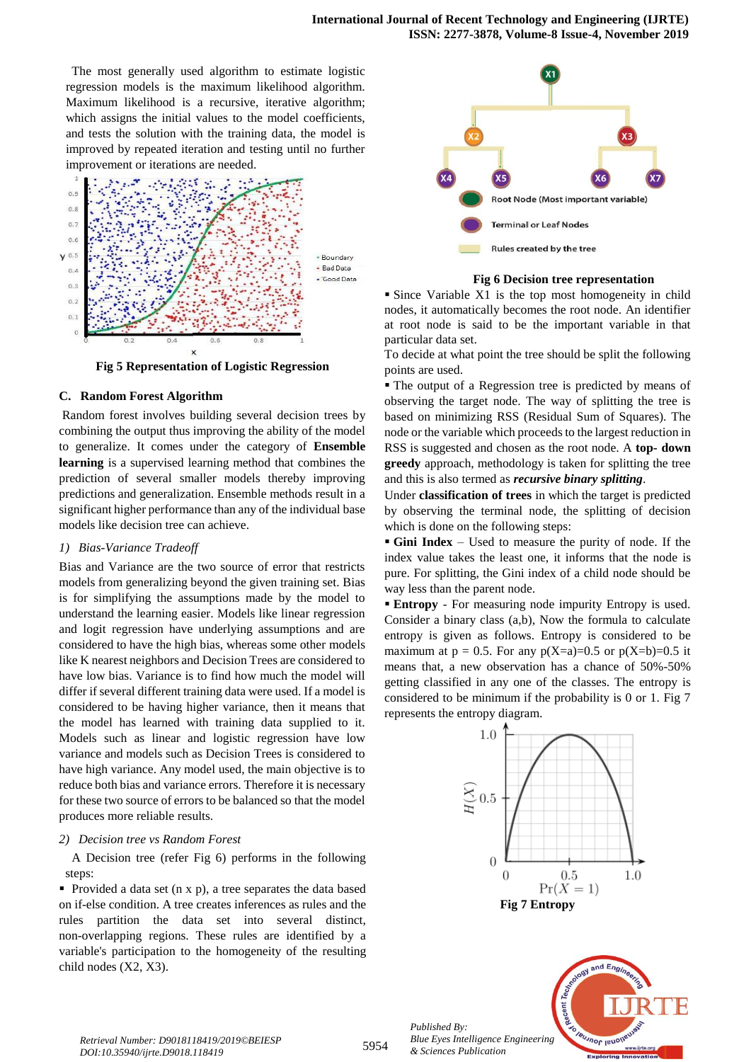The most generally used algorithm to estimate logistic regression models is the maximum likelihood algorithm. Maximum likelihood is a recursive, iterative algorithm; which assigns the initial values to the model coefficients, and tests the solution with the training data, the model is improved by repeated iteration and testing until no further improvement or iterations are needed.

**Fig 5 Representation of Logistic Regression**

### C. Random Forest Algorithm

Random forest involves building several decision trees by combining the output thus improving the ability of the model to generalize. It comes under the category of **Ensemble learning** is a supervised learning method that combines the prediction of several smaller models thereby improving predictions and generalization. Ensemble methods result in a significant higher performance than any of the individual base models like decision tree can achieve.

*1) Bias-Variance Tradeoff*

Bias and Variance are the two source of error that restricts models from generalizing beyond the given training set. Bias is for simplifying the assumptions made by the model to understand the learning easier. Models like linear regression and logit regression have underlying assumptions and are considered to have the high bias, whereas some other models like K nearest neighbors and Decision Trees are considered to have low bias. Variance is to find how much the model will differ if several different training data were used. If a model is considered to be having higher variance, then it means that the model has learned with training data supplied to it. Models such as linear and logistic regression have low variance and models such as Decision Trees is considered to have high variance. Any model used, the main objective is to reduce both bias and variance errors. Therefore it is necessary for these two source of errors to be balanced so that the model produces more reliable results.

*2) Decision tree vs Random Forest*

A Decision tree (refer Fig 6) performs in the following steps:

- Provided a data set (n x p), a tree separates the data based on if-else condition. A tree creates inferences as rules and the rules partition the data set into several distinct, non-overlapping regions. These rules are identified by a variable's participation to the homogeneity of the resulting child nodes (X2, X3).

**Fig 6 Decision tree representation**

- Since Variable X1 is the top most homogeneity in child nodes, it automatically becomes the root node. An identifier at root node is said to be the important variable in that particular data set.

To decide at what point the tree should be split the following points are used.

- The output of a Regression tree is predicted by means of observing the target node. The way of splitting the tree is based on minimizing RSS (Residual Sum of Squares). The node or the variable which proceeds to the largest reduction in RSS is suggested and chosen as the root node. A **top- down greedy** approach, methodology is taken for splitting the tree and this is also termed as ***recursive binary splitting***.

Under **classification of trees** in which the target is predicted by observing the terminal node, the splitting of decision which is done on the following steps:

- **Gini Index** – Used to measure the purity of node. If the index value takes the least one, it informs that the node is pure. For splitting, the Gini index of a child node should be way less than the parent node.
- **Entropy** - For measuring node impurity Entropy is used. Consider a binary class (a,b), Now the formula to calculate entropy is given as follows. Entropy is considered to be maximum at p = 0.5. For any p(X=a)=0.5 or p(X=b)=0.5 it means that, a new observation has a chance of 50%-50% getting classified in any one of the classes. The entropy is considered to be minimum if the probability is 0 or 1. Fig 7 represents the entropy diagram.

**Fig 7 Entropy**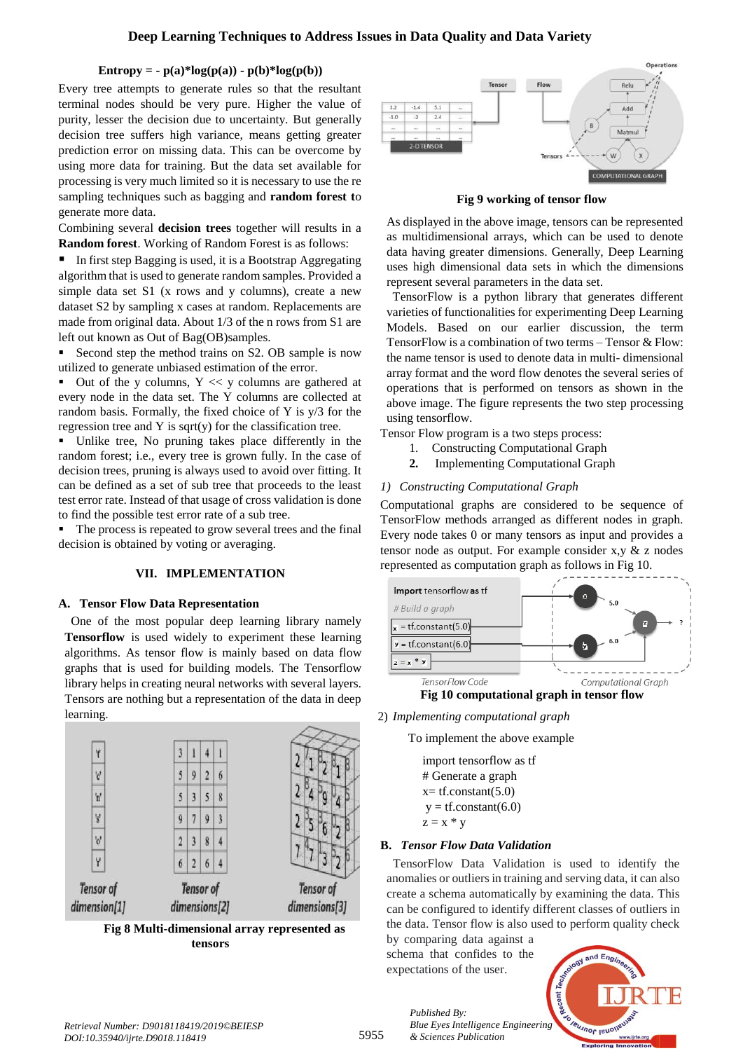**Entropy = - p(a)*log(p(a)) - p(b)*log(p(b))**

Every tree attempts to generate rules so that the resultant terminal nodes should be very pure. Higher the value of purity, lesser the decision due to uncertainty. But generally decision tree suffers high variance, means getting greater prediction error on missing data. This can be overcome by using more data for training. But the data set available for processing is very much limited so it is necessary to use the re sampling techniques such as bagging and **random forest t**o generate more data.

Combining several **decision trees** together will results in a **Random forest**. Working of Random Forest is as follows:

- In first step Bagging is used, it is a Bootstrap Aggregating algorithm that is used to generate random samples. Provided a simple data set S1 (x rows and y columns), create a new dataset S2 by sampling x cases at random. Replacements are made from original data. About 1/3 of the n rows from S1 are left out known as Out of Bag(OB)samples.
- Second step the method trains on S2. OB sample is now utilized to generate unbiased estimation of the error.
- Out of the y columns, Y << y columns are gathered at every node in the data set. The Y columns are collected at random basis. Formally, the fixed choice of Y is y/3 for the regression tree and Y is sqrt(y) for the classification tree.
- Unlike tree, No pruning takes place differently in the random forest; i.e., every tree is grown fully. In the case of decision trees, pruning is always used to avoid over fitting. It can be defined as a set of sub tree that proceeds to the least test error rate. Instead of that usage of cross validation is done to find the possible test error rate of a sub tree.
- The process is repeated to grow several trees and the final decision is obtained by voting or averaging.

## VII. IMPLEMENTATION

### A. Tensor Flow Data Representation

One of the most popular deep learning library namely **Tensorflow** is used widely to experiment these learning algorithms. As tensor flow is mainly used for building models. The Tensorflow library helps in creating neural networks with several layers. Tensors are nothing but a representation of the data in deep learning.

**Fig 8 Multi-dimensional array represented as tensors**

**Fig 9 working of tensor flow**

As displayed in the above image, tensors can be represented as multidimensional arrays, which can be used to denote data having greater dimensions. Generally, Deep Learning uses high dimensional data sets in which the dimensions represent several parameters in the data set.

TensorFlow is a python library that generates different varieties of functionalities for experimenting Deep Learning Models. Based on our earlier discussion, the term TensorFlow is a combination of two terms – Tensor & Flow: the name tensor is used to denote data in multi- dimensional array format and the word flow denotes the several series of operations that is performed on tensors as shown in the above image. The figure represents the two step processing using tensorflow.

Tensor Flow program is a two steps process:

1. Constructing Computational Graph
2. **Implementing Computational Graph**

#### *1) Constructing Computational Graph*

Computational graphs are considered to be sequence of TensorFlow methods arranged as different nodes in graph. Every node takes 0 or many tensors as input and provides a tensor node as output. For example consider x,y & z nodes represented as computation graph as follows in Fig 10.

**Fig 10 computational graph in tensor flow**

#### 2) *Implementing computational graph*

To implement the above example

```
import tensorflow as tf
# Generate a graph
x= tf.constant(5.0)
 y = tf.constant(6.0)
z = x * y
```

### B. *Tensor Flow Data Validation*

TensorFlow Data Validation is used to identify the anomalies or outliers in training and serving data, it can also create a schema automatically by examining the data. This can be configured to identify different classes of outliers in the data. Tensor flow is also used to perform quality check by comparing data against a schema that confides to the expectations of the user.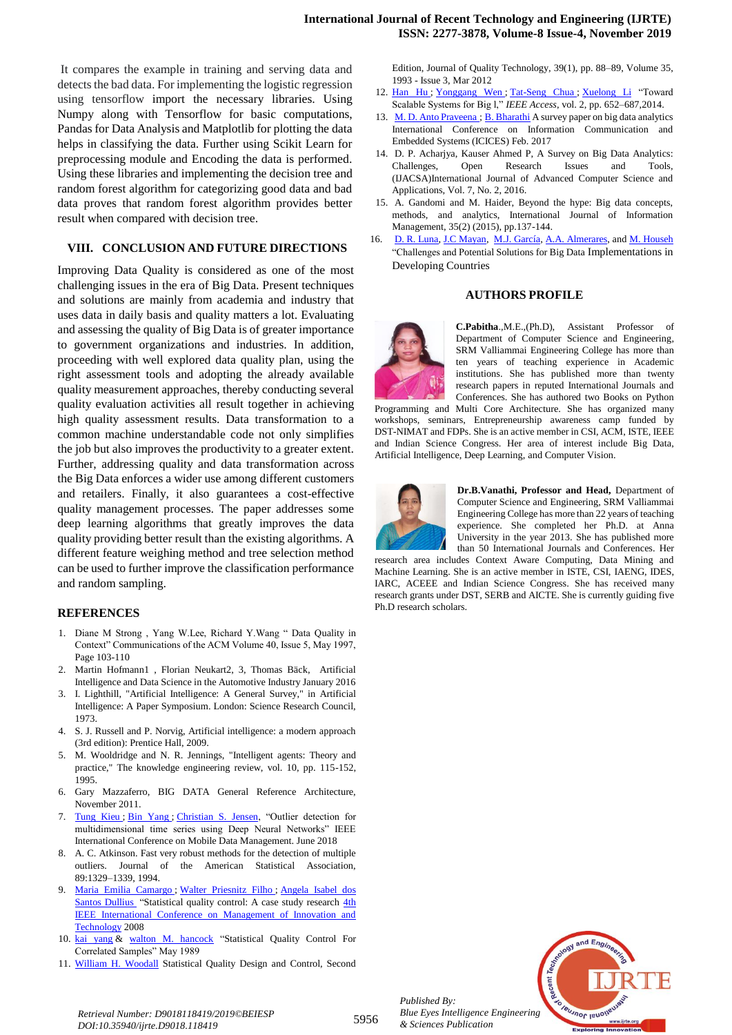It compares the example in training and serving data and detects the bad data. For implementing the logistic regression using tensorflow import the necessary libraries. Using Numpy along with Tensorflow for basic computations, Pandas for Data Analysis and Matplotlib for plotting the data helps in classifying the data. Further using Scikit Learn for preprocessing module and Encoding the data is performed. Using these libraries and implementing the decision tree and random forest algorithm for categorizing good data and bad data proves that random forest algorithm provides better result when compared with decision tree.

## VIII. CONCLUSION AND FUTURE DIRECTIONS

Improving Data Quality is considered as one of the most challenging issues in the era of Big Data. Present techniques and solutions are mainly from academia and industry that uses data in daily basis and quality matters a lot. Evaluating and assessing the quality of Big Data is of greater importance to government organizations and industries. In addition, proceeding with well explored data quality plan, using the right assessment tools and adopting the already available quality measurement approaches, thereby conducting several quality evaluation activities all result together in achieving high quality assessment results. Data transformation to a common machine understandable code not only simplifies the job but also improves the productivity to a greater extent. Further, addressing quality and data transformation across the Big Data enforces a wider use among different customers and retailers. Finally, it also guarantees a cost-effective quality management processes. The paper addresses some deep learning algorithms that greatly improves the data quality providing better result than the existing algorithms. A different feature weighing method and tree selection method can be used to further improve the classification performance and random sampling.

## REFERENCES

1. Diane M Strong , Yang W.Lee, Richard Y.Wang " Data Quality in Context" Communications of the ACM Volume 40, Issue 5, May 1997, Page 103-110
2. Martin Hofmann1 , Florian Neukart2, 3, Thomas Bäck, Artificial Intelligence and Data Science in the Automotive Industry January 2016
3. I. Lighthill, "Artificial Intelligence: A General Survey," in Artificial Intelligence: A Paper Symposium. London: Science Research Council, 1973.
4. S. J. Russell and P. Norvig, Artificial intelligence: a modern approach (3rd edition): Prentice Hall, 2009.
5. M. Wooldridge and N. R. Jennings, "Intelligent agents: Theory and practice," The knowledge engineering review, vol. 10, pp. 115-152, 1995.
6. Gary Mazzaferro, BIG DATA General Reference Architecture, November 2011.
7. Tung Kieu ; Bin Yang ; Christian S. Jensen, "Outlier detection for multidimensional time series using Deep Neural Networks" IEEE International Conference on Mobile Data Management. June 2018
8. A. C. Atkinson. Fast very robust methods for the detection of multiple outliers. Journal of the American Statistical Association, 89:1329–1339, 1994.
9. Maria Emilia Camargo ; Walter Priesnitz Filho ; Angela Isabel dos Santos Dullius "Statistical quality control: A case study research 4th IEEE International Conference on Management of Innovation and Technology 2008
10. kai yang & walton M. hancock "Statistical Quality Control For Correlated Samples" May 1989
11. William H. Woodall Statistical Quality Design and Control, Second Edition, Journal of Quality Technology, 39(1), pp. 88–89, Volume 35, 1993 - Issue 3, Mar 2012
12. Han Hu ; Yonggang Wen ; Tat-Seng Chua ; Xuelong Li "Toward Scalable Systems for Big l," *IEEE Access*, vol. 2, pp. 652–687,2014.
13. M. D. Anto Praveena ; B. Bharathi A survey paper on big data analytics International Conference on Information Communication and Embedded Systems (ICICES) Feb. 2017
14. D. P. Acharjya, Kauser Ahmed P, A Survey on Big Data Analytics: Challenges, Open Research Issues and Tools, (IJACSA)International Journal of Advanced Computer Science and Applications, Vol. 7, No. 2, 2016.
15. A. Gandomi and M. Haider, Beyond the hype: Big data concepts, methods, and analytics, International Journal of Information Management, 35(2) (2015), pp.137-144.
16. D. R. Luna, J.C Mayan, M.J. García, A.A. Almerares, and M. Househ "Challenges and Potential Solutions for Big Data Implementations in Developing Countries

## AUTHORS PROFILE

**C.Pabitha**.,M.E.,(Ph.D), Assistant Professor of Department of Computer Science and Engineering, SRM Valliammai Engineering College has more than ten years of teaching experience in Academic institutions. She has published more than twenty research papers in reputed International Journals and Conferences. She has authored two Books on Python Programming and Multi Core Architecture. She has organized many workshops, seminars, Entrepreneurship awareness camp funded by DST-NIMAT and FDPs. She is an active member in CSI, ACM, ISTE, IEEE and Indian Science Congress. Her area of interest include Big Data, Artificial Intelligence, Deep Learning, and Computer Vision.

**Dr.B.Vanathi, Professor and Head,** Department of Computer Science and Engineering, SRM Valliammai Engineering College has more than 22 years of teaching experience. She completed her Ph.D. at Anna University in the year 2013. She has published more than 50 International Journals and Conferences. Her research area includes Context Aware Computing, Data Mining and Machine Learning. She is an active member in ISTE, CSI, IAENG, IDES, IARC, ACEEE and Indian Science Congress. She has received many research grants under DST, SERB and AICTE. She is currently guiding five Ph.D research scholars.